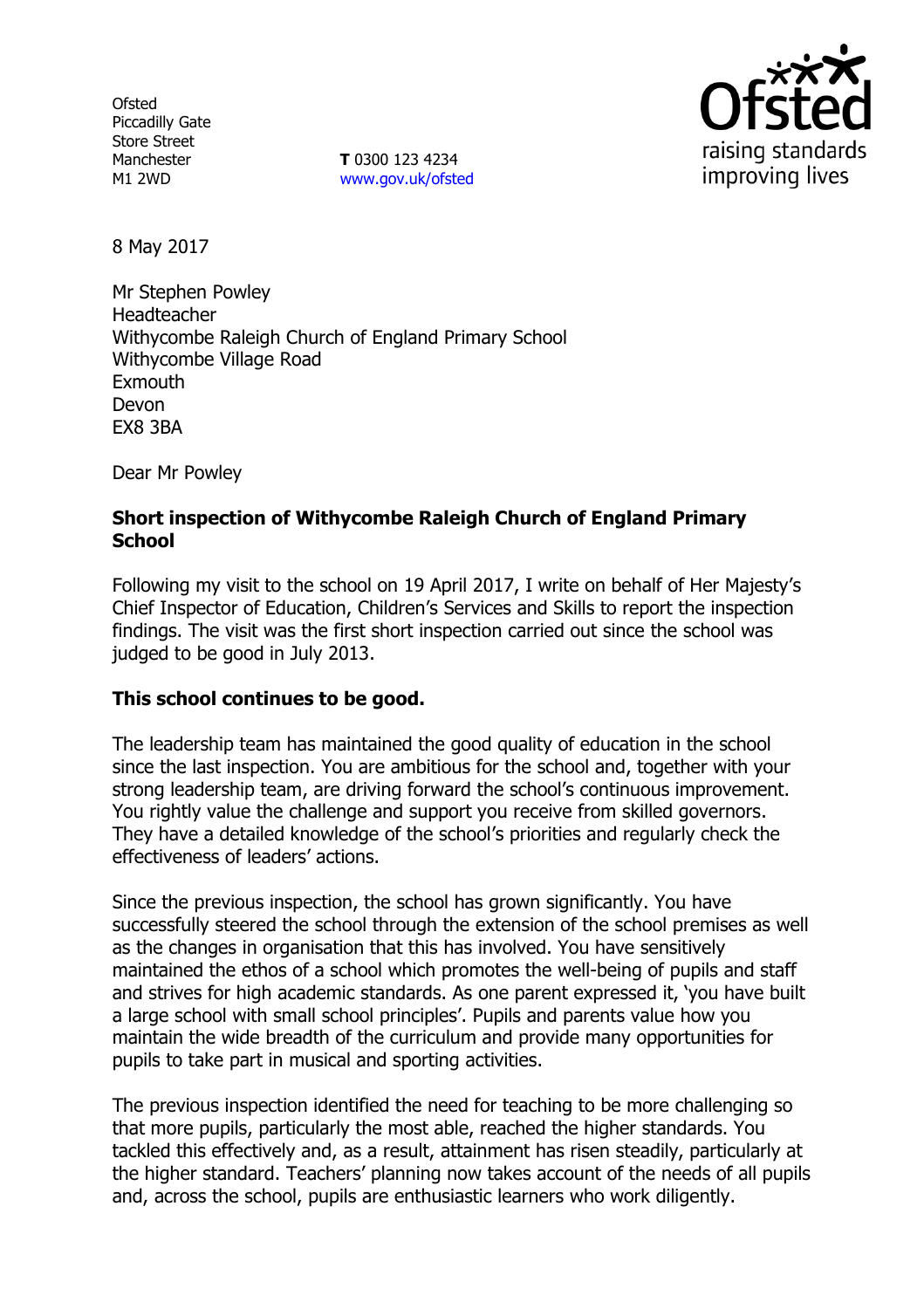Ofsted
Piccadilly Gate
Store Street
Manchester
M1 2WD

**T** 0300 123 4234
www.gov.uk/ofsted

8 May 2017

Mr Stephen Powley
Headteacher
Withycombe Raleigh Church of England Primary School
Withycombe Village Road
Exmouth
Devon
EX8 3BA

Dear Mr Powley

**Short inspection of Withycombe Raleigh Church of England Primary School**

Following my visit to the school on 19 April 2017, I write on behalf of Her Majesty's Chief Inspector of Education, Children's Services and Skills to report the inspection findings. The visit was the first short inspection carried out since the school was judged to be good in July 2013.

**This school continues to be good.**

The leadership team has maintained the good quality of education in the school since the last inspection. You are ambitious for the school and, together with your strong leadership team, are driving forward the school's continuous improvement. You rightly value the challenge and support you receive from skilled governors. They have a detailed knowledge of the school's priorities and regularly check the effectiveness of leaders' actions.

Since the previous inspection, the school has grown significantly. You have successfully steered the school through the extension of the school premises as well as the changes in organisation that this has involved. You have sensitively maintained the ethos of a school which promotes the well-being of pupils and staff and strives for high academic standards. As one parent expressed it, 'you have built a large school with small school principles'. Pupils and parents value how you maintain the wide breadth of the curriculum and provide many opportunities for pupils to take part in musical and sporting activities.

The previous inspection identified the need for teaching to be more challenging so that more pupils, particularly the most able, reached the higher standards. You tackled this effectively and, as a result, attainment has risen steadily, particularly at the higher standard. Teachers' planning now takes account of the needs of all pupils and, across the school, pupils are enthusiastic learners who work diligently.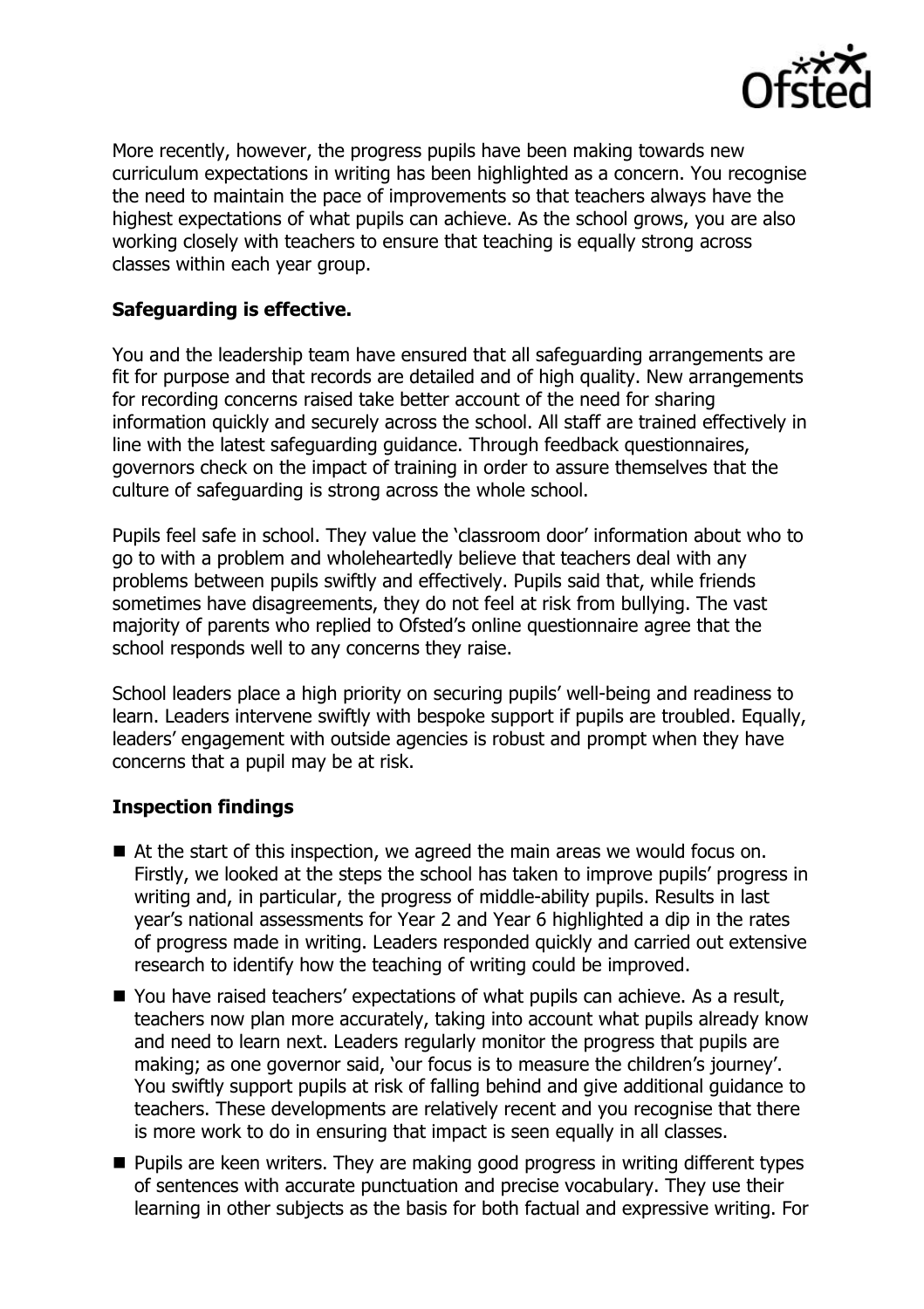More recently, however, the progress pupils have been making towards new curriculum expectations in writing has been highlighted as a concern. You recognise the need to maintain the pace of improvements so that teachers always have the highest expectations of what pupils can achieve. As the school grows, you are also working closely with teachers to ensure that teaching is equally strong across classes within each year group.

**Safeguarding is effective.**

You and the leadership team have ensured that all safeguarding arrangements are fit for purpose and that records are detailed and of high quality. New arrangements for recording concerns raised take better account of the need for sharing information quickly and securely across the school. All staff are trained effectively in line with the latest safeguarding guidance. Through feedback questionnaires, governors check on the impact of training in order to assure themselves that the culture of safeguarding is strong across the whole school.

Pupils feel safe in school. They value the 'classroom door' information about who to go to with a problem and wholeheartedly believe that teachers deal with any problems between pupils swiftly and effectively. Pupils said that, while friends sometimes have disagreements, they do not feel at risk from bullying. The vast majority of parents who replied to Ofsted's online questionnaire agree that the school responds well to any concerns they raise.

School leaders place a high priority on securing pupils' well-being and readiness to learn. Leaders intervene swiftly with bespoke support if pupils are troubled. Equally, leaders' engagement with outside agencies is robust and prompt when they have concerns that a pupil may be at risk.

**Inspection findings**

- At the start of this inspection, we agreed the main areas we would focus on. Firstly, we looked at the steps the school has taken to improve pupils' progress in writing and, in particular, the progress of middle-ability pupils. Results in last year's national assessments for Year 2 and Year 6 highlighted a dip in the rates of progress made in writing. Leaders responded quickly and carried out extensive research to identify how the teaching of writing could be improved.
- You have raised teachers' expectations of what pupils can achieve. As a result, teachers now plan more accurately, taking into account what pupils already know and need to learn next. Leaders regularly monitor the progress that pupils are making; as one governor said, 'our focus is to measure the children's journey'. You swiftly support pupils at risk of falling behind and give additional guidance to teachers. These developments are relatively recent and you recognise that there is more work to do in ensuring that impact is seen equally in all classes.
- Pupils are keen writers. They are making good progress in writing different types of sentences with accurate punctuation and precise vocabulary. They use their learning in other subjects as the basis for both factual and expressive writing. For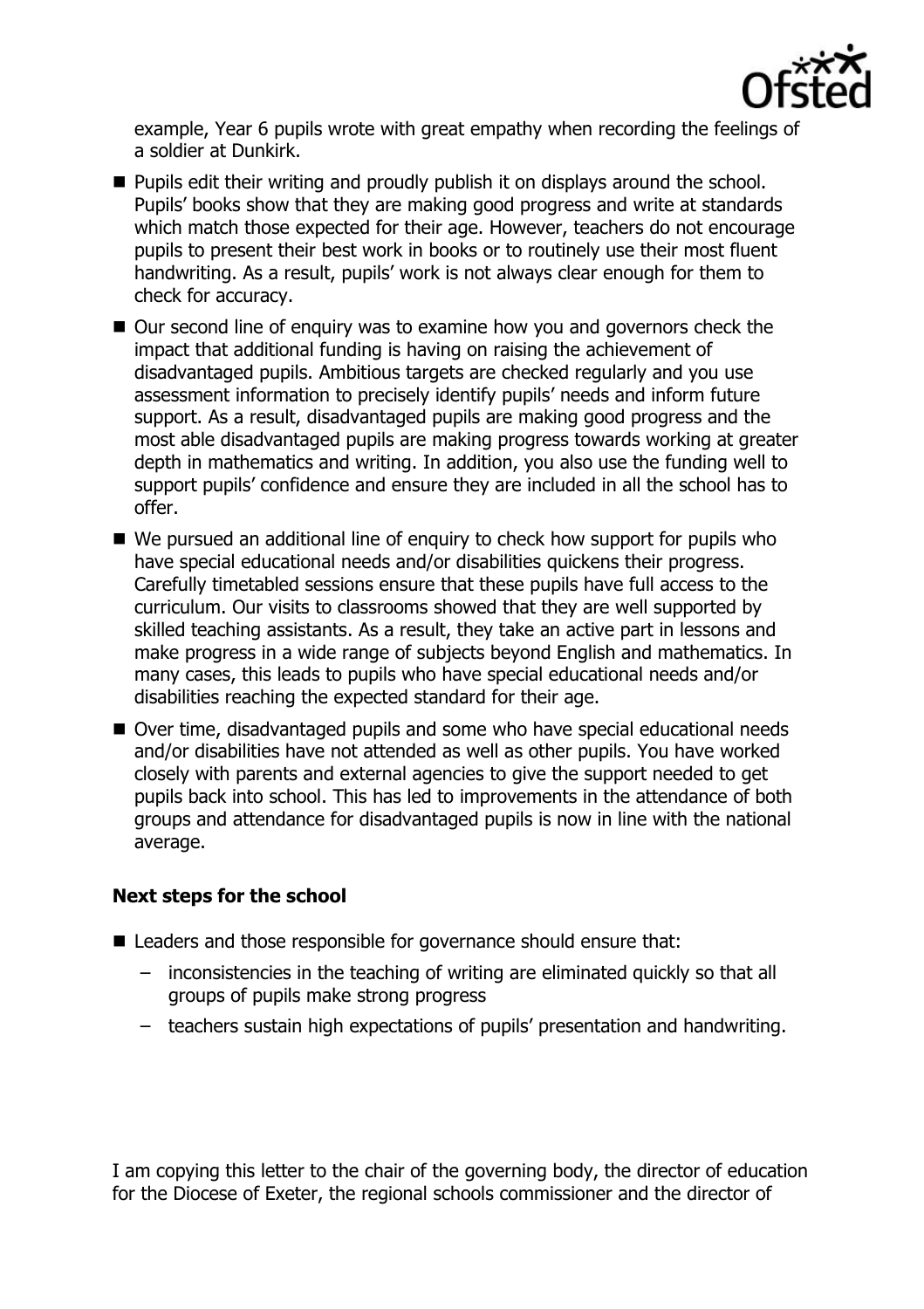example, Year 6 pupils wrote with great empathy when recording the feelings of a soldier at Dunkirk.

- Pupils edit their writing and proudly publish it on displays around the school. Pupils' books show that they are making good progress and write at standards which match those expected for their age. However, teachers do not encourage pupils to present their best work in books or to routinely use their most fluent handwriting. As a result, pupils' work is not always clear enough for them to check for accuracy.
- Our second line of enquiry was to examine how you and governors check the impact that additional funding is having on raising the achievement of disadvantaged pupils. Ambitious targets are checked regularly and you use assessment information to precisely identify pupils' needs and inform future support. As a result, disadvantaged pupils are making good progress and the most able disadvantaged pupils are making progress towards working at greater depth in mathematics and writing. In addition, you also use the funding well to support pupils' confidence and ensure they are included in all the school has to offer.
- We pursued an additional line of enquiry to check how support for pupils who have special educational needs and/or disabilities quickens their progress. Carefully timetabled sessions ensure that these pupils have full access to the curriculum. Our visits to classrooms showed that they are well supported by skilled teaching assistants. As a result, they take an active part in lessons and make progress in a wide range of subjects beyond English and mathematics. In many cases, this leads to pupils who have special educational needs and/or disabilities reaching the expected standard for their age.
- Over time, disadvantaged pupils and some who have special educational needs and/or disabilities have not attended as well as other pupils. You have worked closely with parents and external agencies to give the support needed to get pupils back into school. This has led to improvements in the attendance of both groups and attendance for disadvantaged pupils is now in line with the national average.

### Next steps for the school

- Leaders and those responsible for governance should ensure that:
  - inconsistencies in the teaching of writing are eliminated quickly so that all groups of pupils make strong progress
  - teachers sustain high expectations of pupils' presentation and handwriting.

I am copying this letter to the chair of the governing body, the director of education for the Diocese of Exeter, the regional schools commissioner and the director of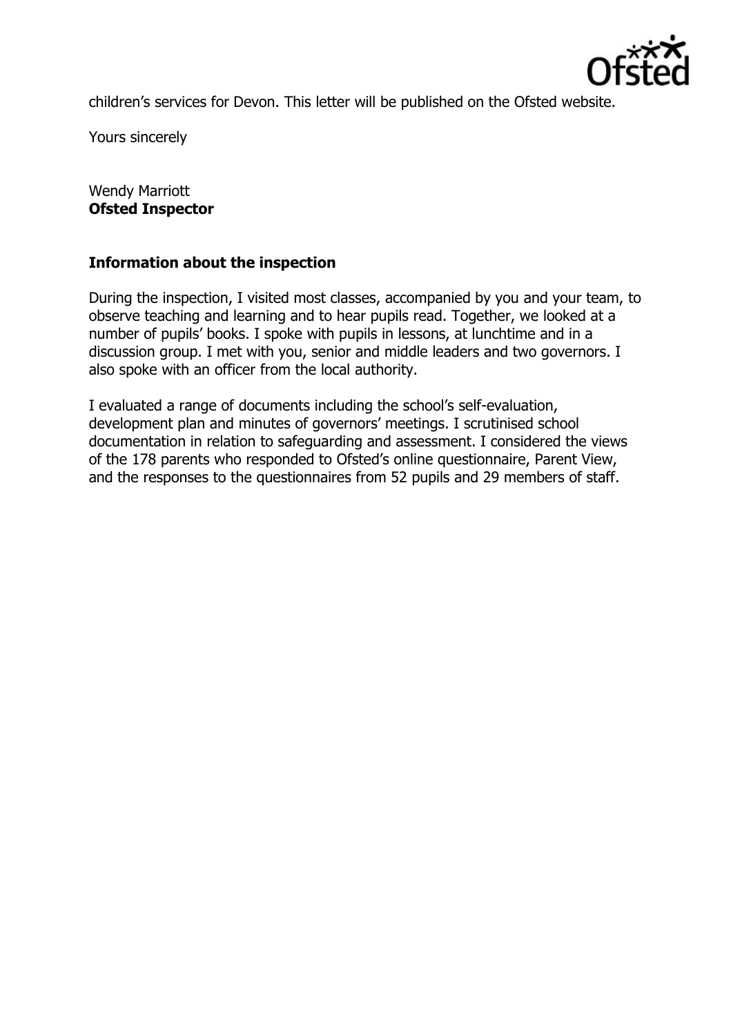children's services for Devon. This letter will be published on the Ofsted website.

Yours sincerely

Wendy Marriott
**Ofsted Inspector**

### Information about the inspection

During the inspection, I visited most classes, accompanied by you and your team, to observe teaching and learning and to hear pupils read. Together, we looked at a number of pupils' books. I spoke with pupils in lessons, at lunchtime and in a discussion group. I met with you, senior and middle leaders and two governors. I also spoke with an officer from the local authority.

I evaluated a range of documents including the school's self-evaluation, development plan and minutes of governors' meetings. I scrutinised school documentation in relation to safeguarding and assessment. I considered the views of the 178 parents who responded to Ofsted's online questionnaire, Parent View, and the responses to the questionnaires from 52 pupils and 29 members of staff.